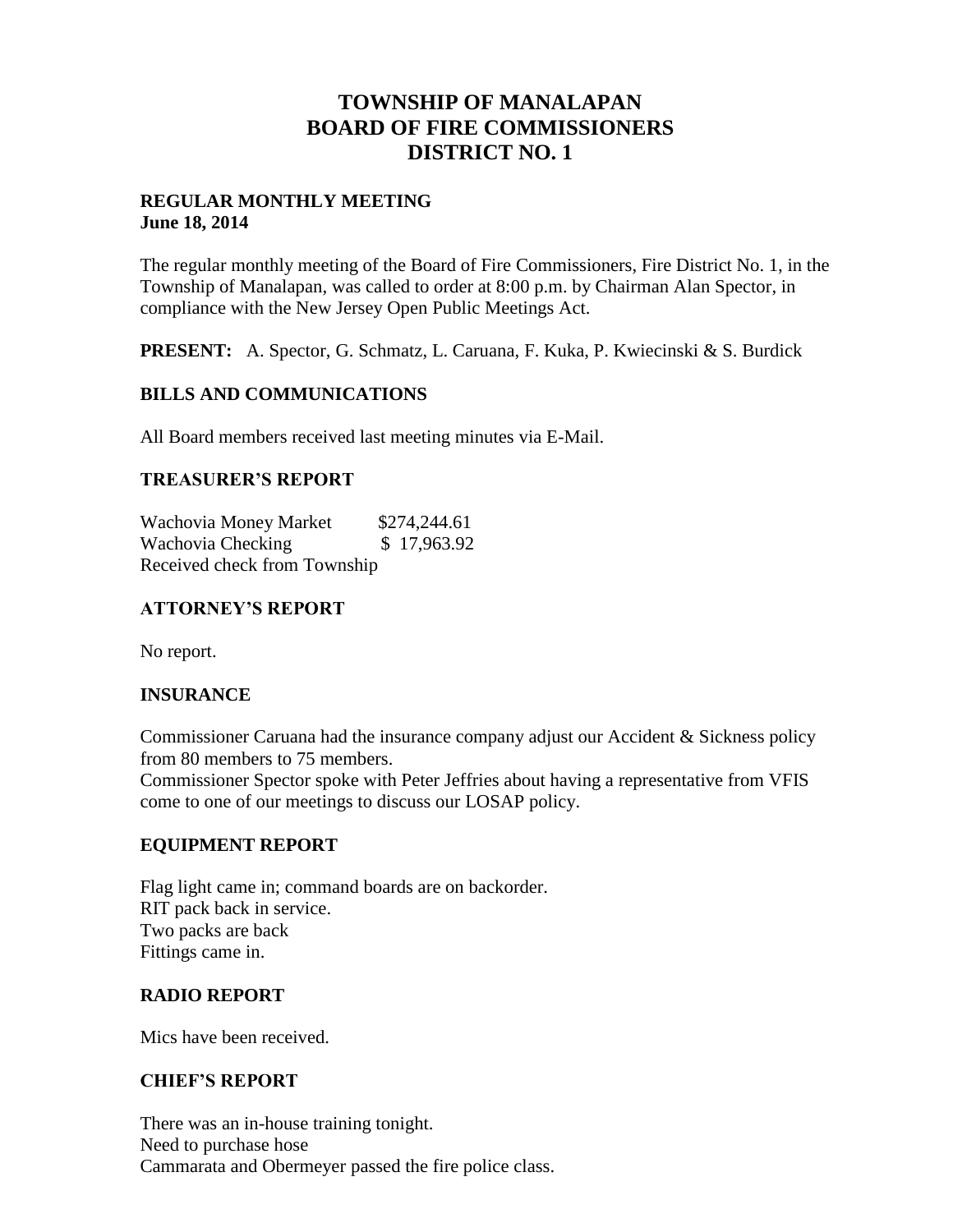# TOWNSHIP OF MANALAPAN
# BOARD OF FIRE COMMISSIONERS
# DISTRICT NO. 1

**REGULAR MONTHLY MEETING**
**June 18, 2014**

The regular monthly meeting of the Board of Fire Commissioners, Fire District No. 1, in the Township of Manalapan, was called to order at 8:00 p.m. by Chairman Alan Spector, in compliance with the New Jersey Open Public Meetings Act.

**PRESENT:** A. Spector, G. Schmatz, L. Caruana, F. Kuka, P. Kwiecinski & S. Burdick

## BILLS AND COMMUNICATIONS

All Board members received last meeting minutes via E-Mail.

## TREASURER'S REPORT

Wachovia Money Market $274,244.61
Wachovia Checking $ 17,963.92
Received check from Township

## ATTORNEY'S REPORT

No report.

## INSURANCE

Commissioner Caruana had the insurance company adjust our Accident & Sickness policy from 80 members to 75 members.
Commissioner Spector spoke with Peter Jeffries about having a representative from VFIS come to one of our meetings to discuss our LOSAP policy.

## EQUIPMENT REPORT

Flag light came in; command boards are on backorder.
RIT pack back in service.
Two packs are back
Fittings came in.

## RADIO REPORT

Mics have been received.

## CHIEF'S REPORT

There was an in-house training tonight.
Need to purchase hose
Cammarata and Obermeyer passed the fire police class.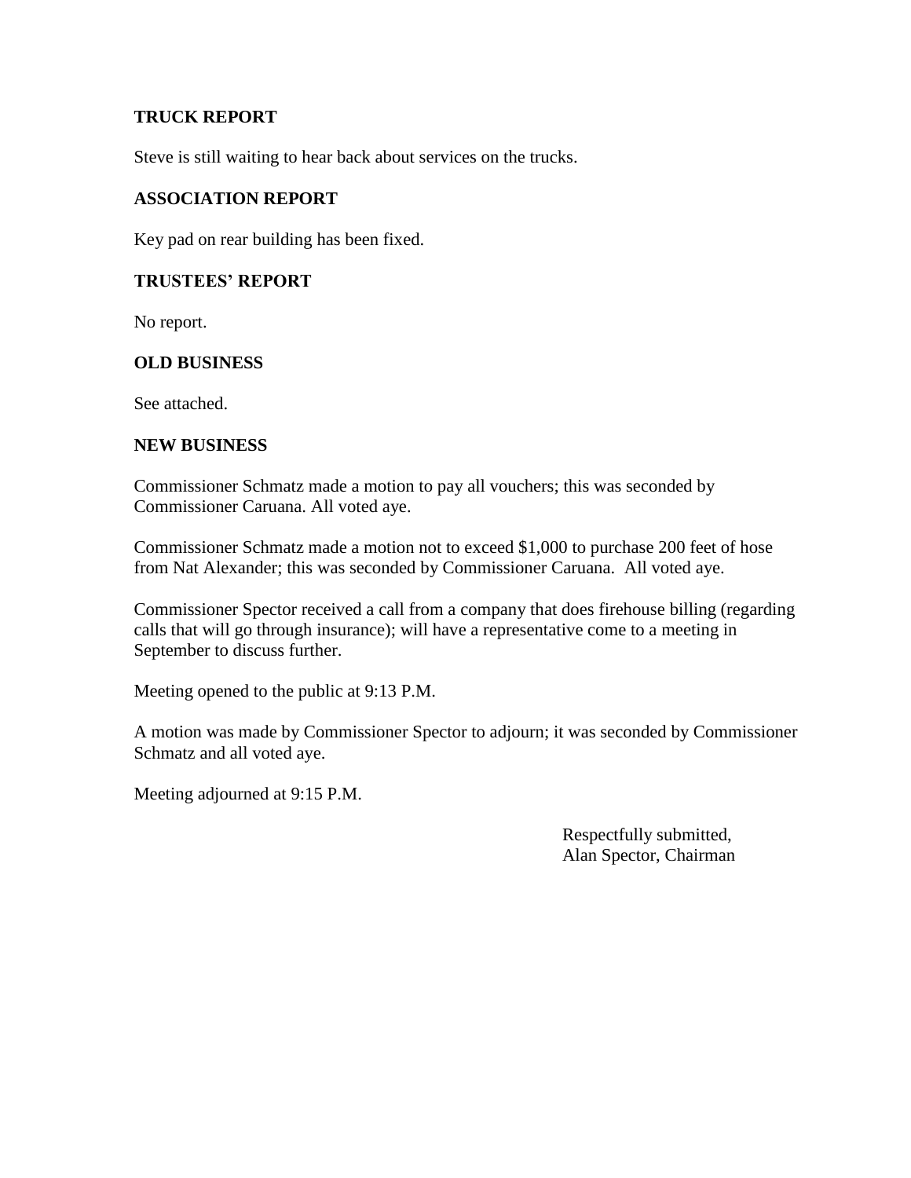**TRUCK REPORT**

Steve is still waiting to hear back about services on the trucks.

**ASSOCIATION REPORT**

Key pad on rear building has been fixed.

**TRUSTEES' REPORT**

No report.

**OLD BUSINESS**

See attached.

**NEW BUSINESS**

Commissioner Schmatz made a motion to pay all vouchers; this was seconded by Commissioner Caruana. All voted aye.

Commissioner Schmatz made a motion not to exceed $1,000 to purchase 200 feet of hose from Nat Alexander; this was seconded by Commissioner Caruana. All voted aye.

Commissioner Spector received a call from a company that does firehouse billing (regarding calls that will go through insurance); will have a representative come to a meeting in September to discuss further.

Meeting opened to the public at 9:13 P.M.

A motion was made by Commissioner Spector to adjourn; it was seconded by Commissioner Schmatz and all voted aye.

Meeting adjourned at 9:15 P.M.

Respectfully submitted,
Alan Spector, Chairman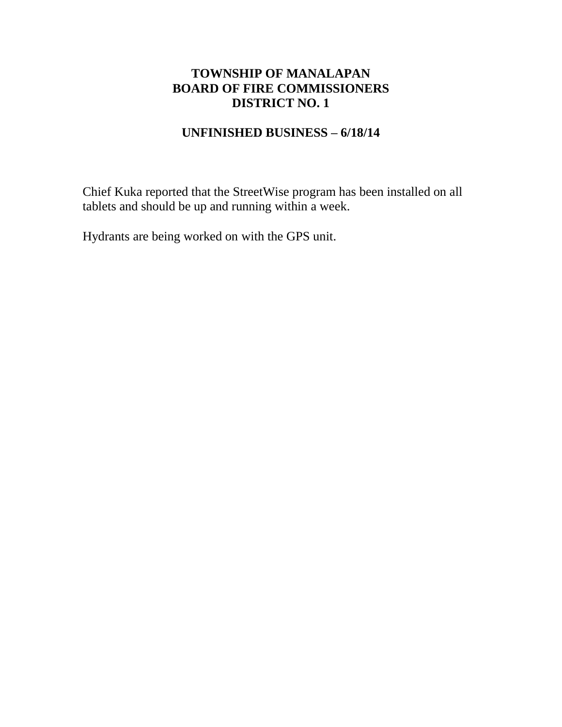**TOWNSHIP OF MANALAPAN**
**BOARD OF FIRE COMMISSIONERS**
**DISTRICT NO. 1**

**UNFINISHED BUSINESS – 6/18/14**

Chief Kuka reported that the StreetWise program has been installed on all tablets and should be up and running within a week.

Hydrants are being worked on with the GPS unit.